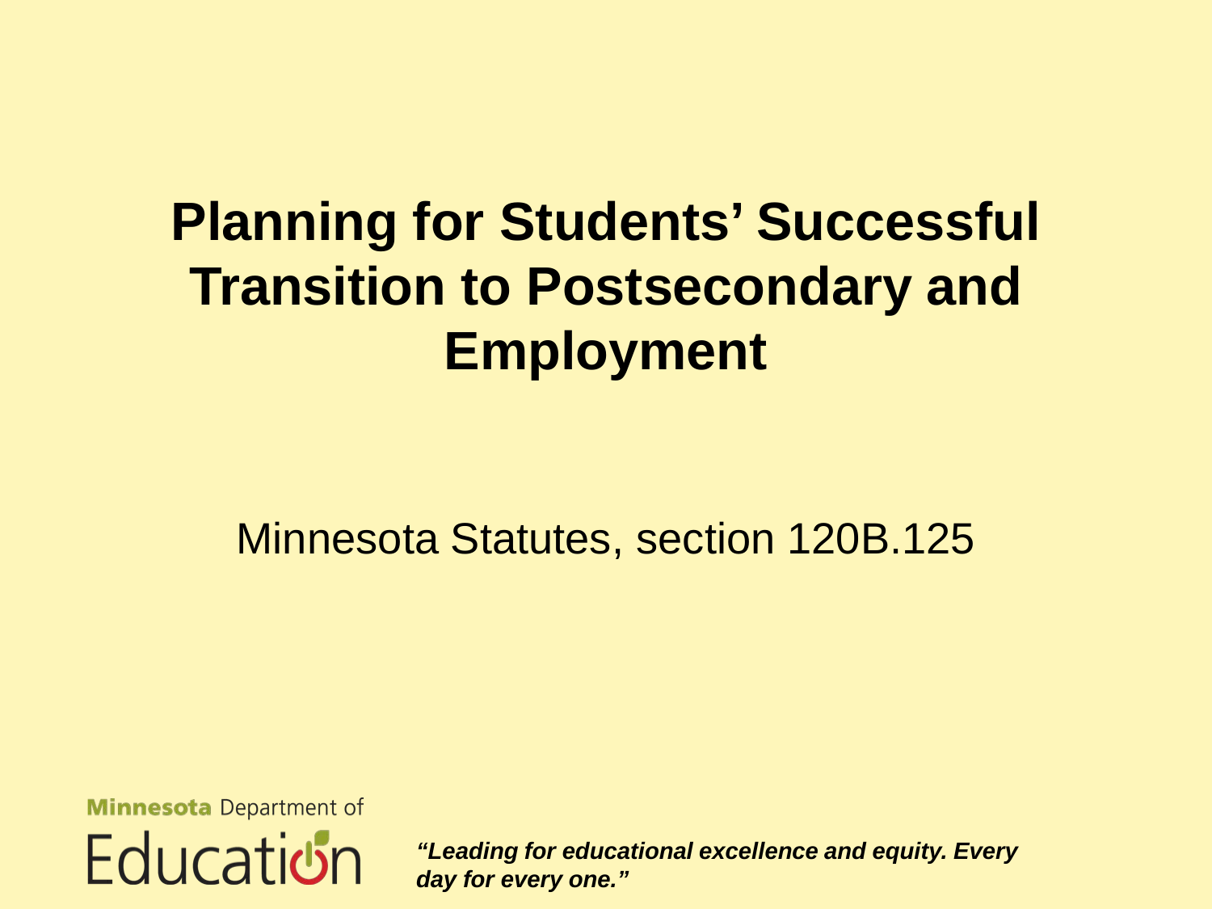# Planning for Students' Successful Transition to Postsecondary and Employment

Minnesota Statutes, section 120B.125

Minnesota Department of Education

*"Leading for educational excellence and equity. Every day for every one."*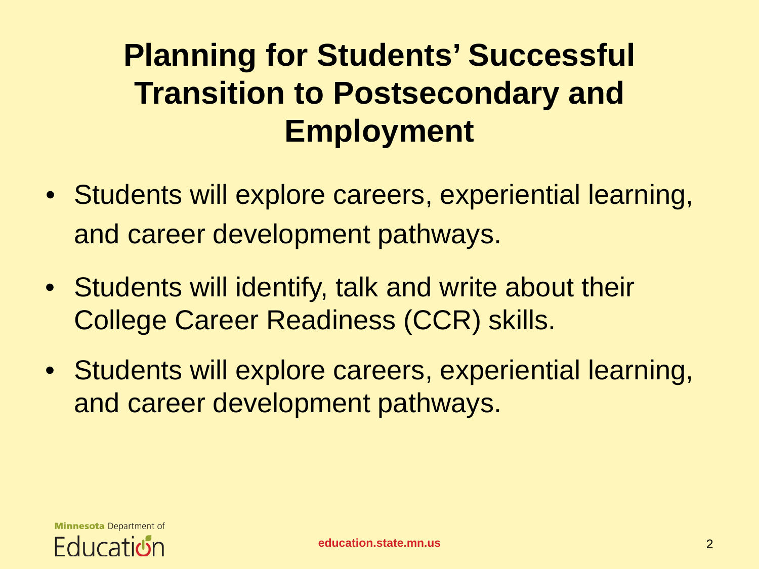# Planning for Students' Successful Transition to Postsecondary and Employment

- Students will explore careers, experiential learning, and career development pathways.
- Students will identify, talk and write about their College Career Readiness (CCR) skills.
- Students will explore careers, experiential learning, and career development pathways.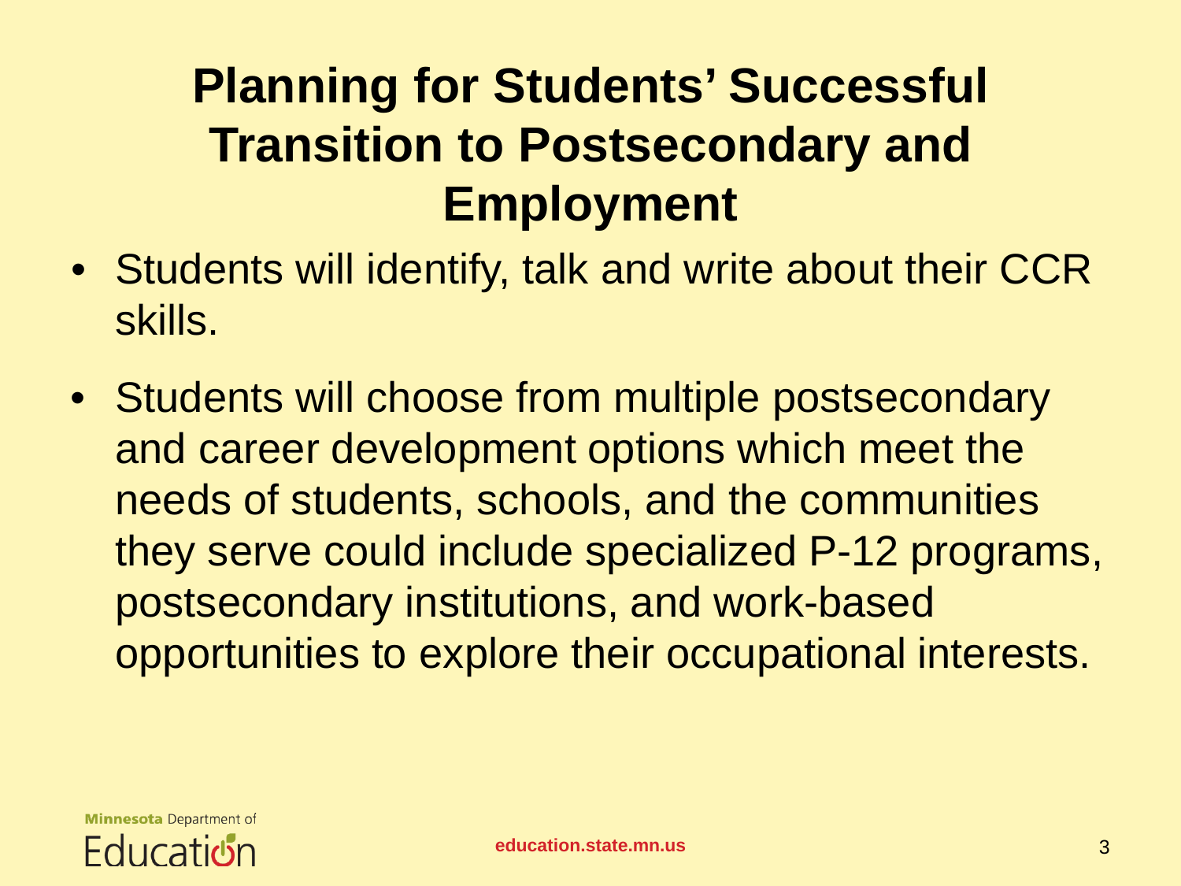# Planning for Students' Successful Transition to Postsecondary and Employment

- Students will identify, talk and write about their CCR skills.
- Students will choose from multiple postsecondary and career development options which meet the needs of students, schools, and the communities they serve could include specialized P-12 programs, postsecondary institutions, and work-based opportunities to explore their occupational interests.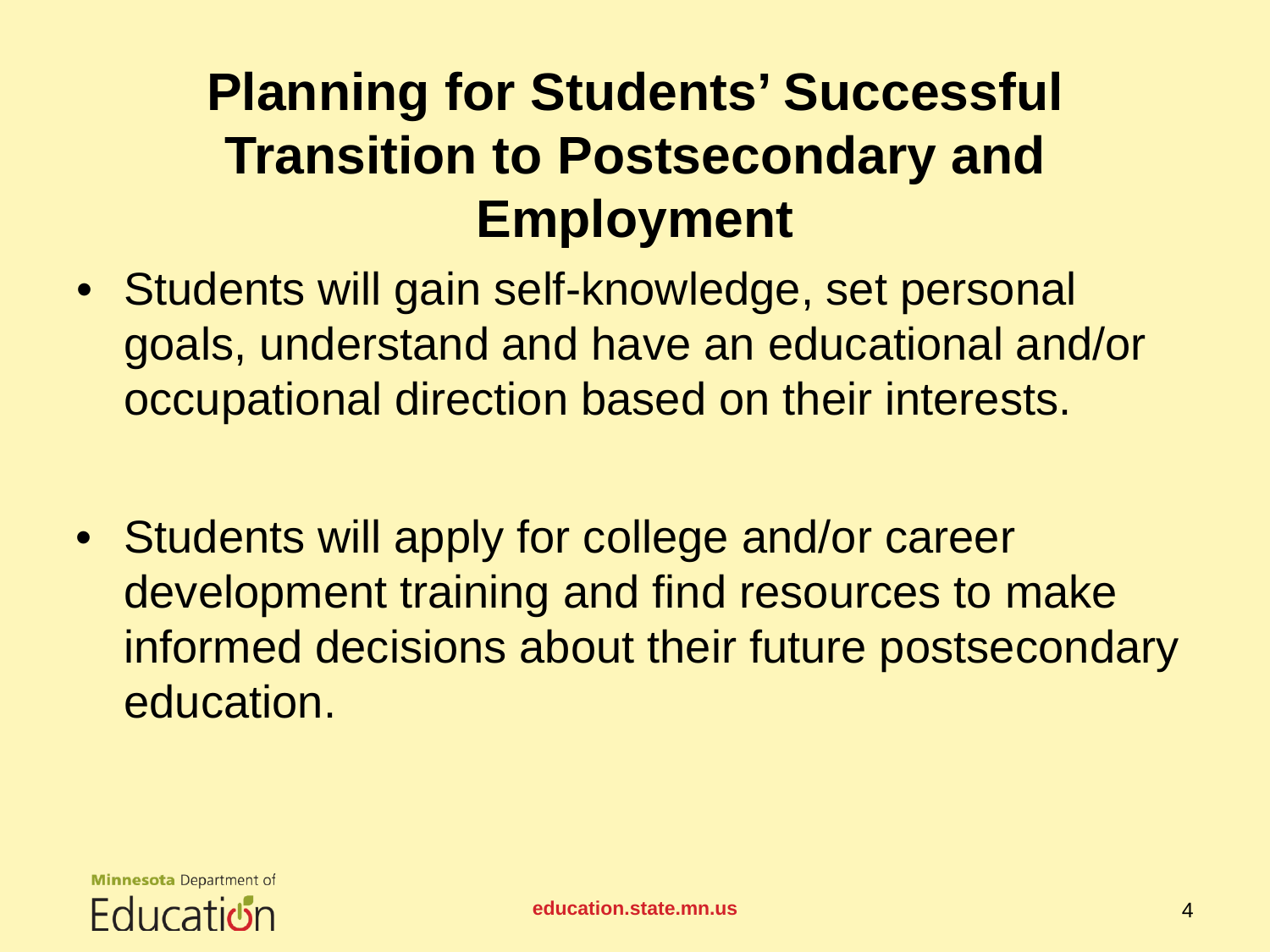# Planning for Students' Successful Transition to Postsecondary and Employment

- Students will gain self-knowledge, set personal goals, understand and have an educational and/or occupational direction based on their interests.

- Students will apply for college and/or career development training and find resources to make informed decisions about their future postsecondary education.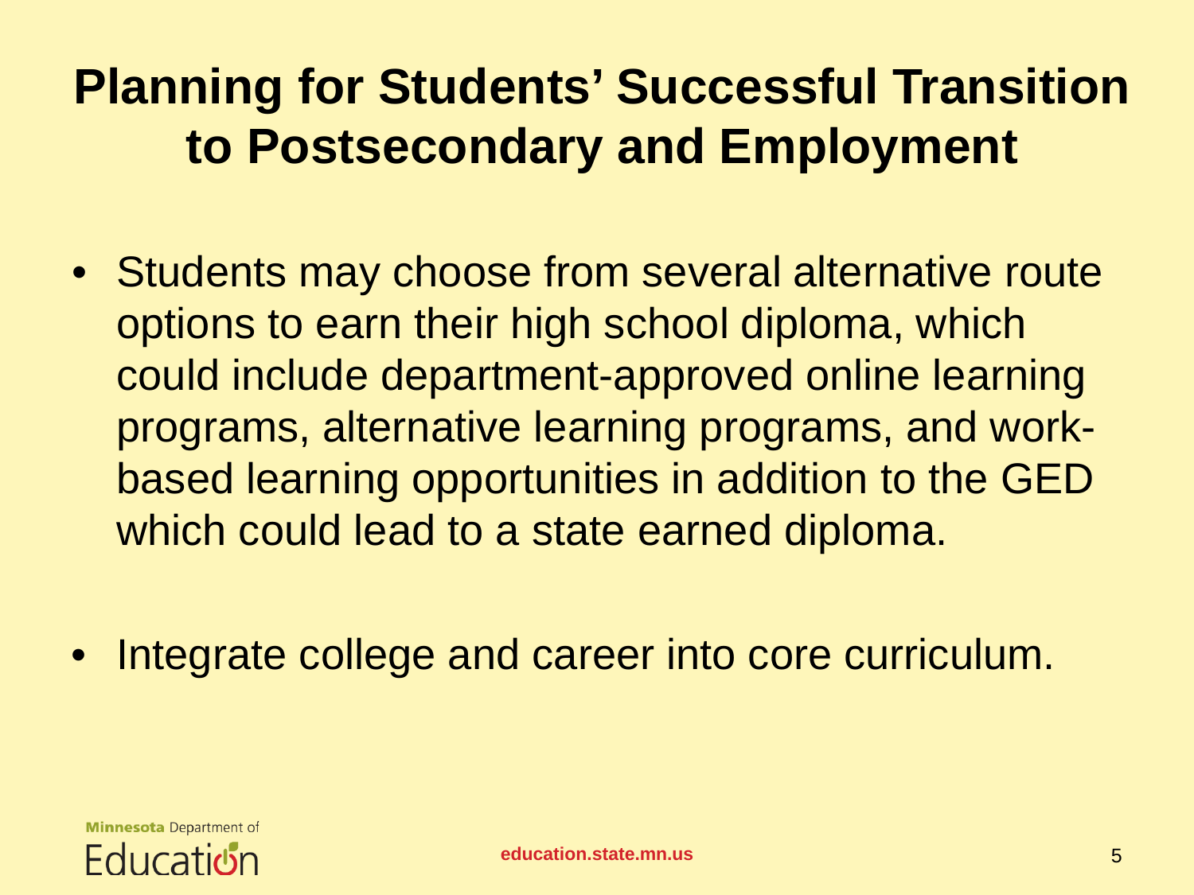# Planning for Students' Successful Transition to Postsecondary and Employment

- Students may choose from several alternative route options to earn their high school diploma, which could include department-approved online learning programs, alternative learning programs, and work-based learning opportunities in addition to the GED which could lead to a state earned diploma.

- Integrate college and career into core curriculum.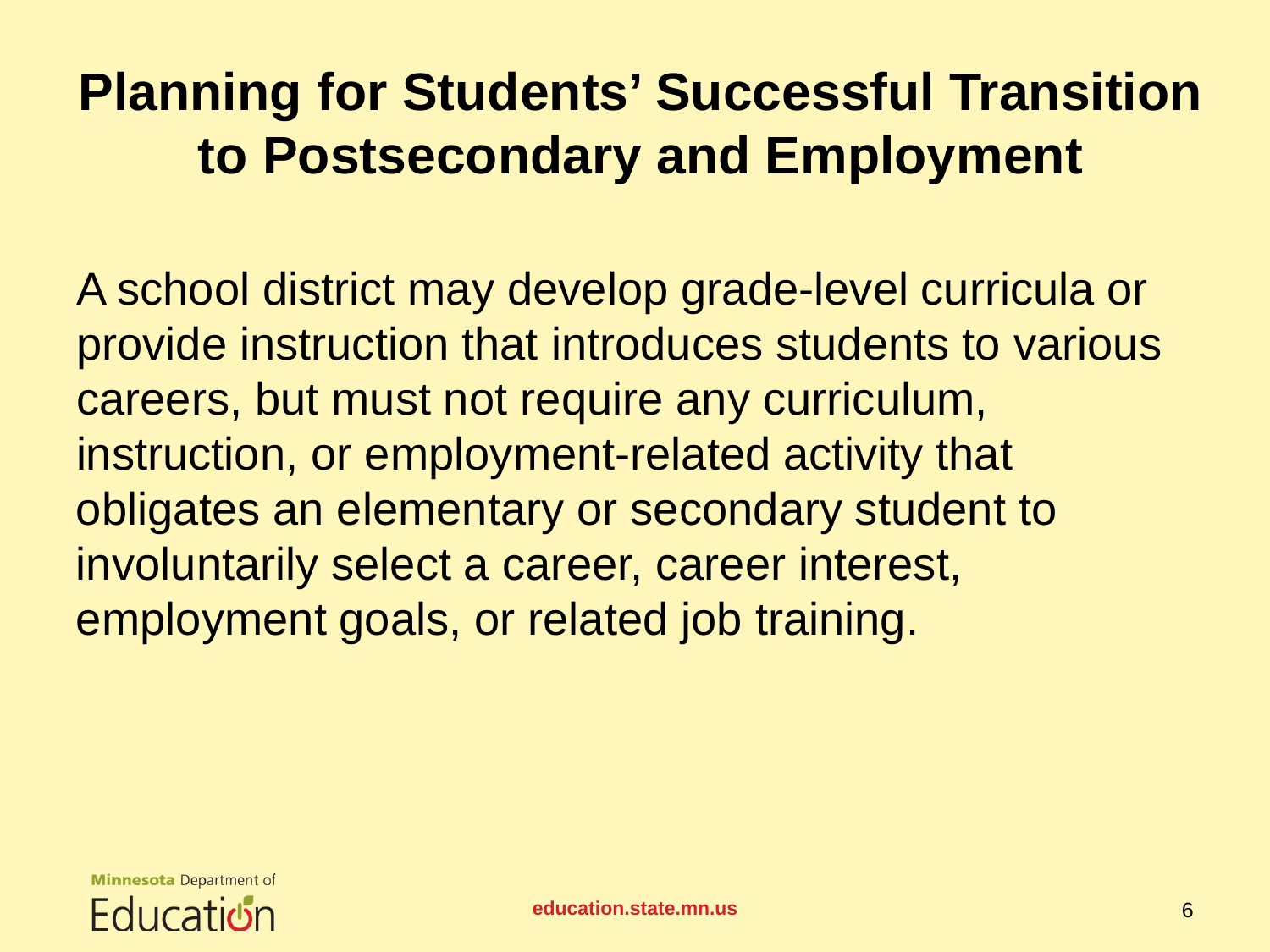# Planning for Students' Successful Transition to Postsecondary and Employment

A school district may develop grade-level curricula or provide instruction that introduces students to various careers, but must not require any curriculum, instruction, or employment-related activity that obligates an elementary or secondary student to involuntarily select a career, career interest, employment goals, or related job training.